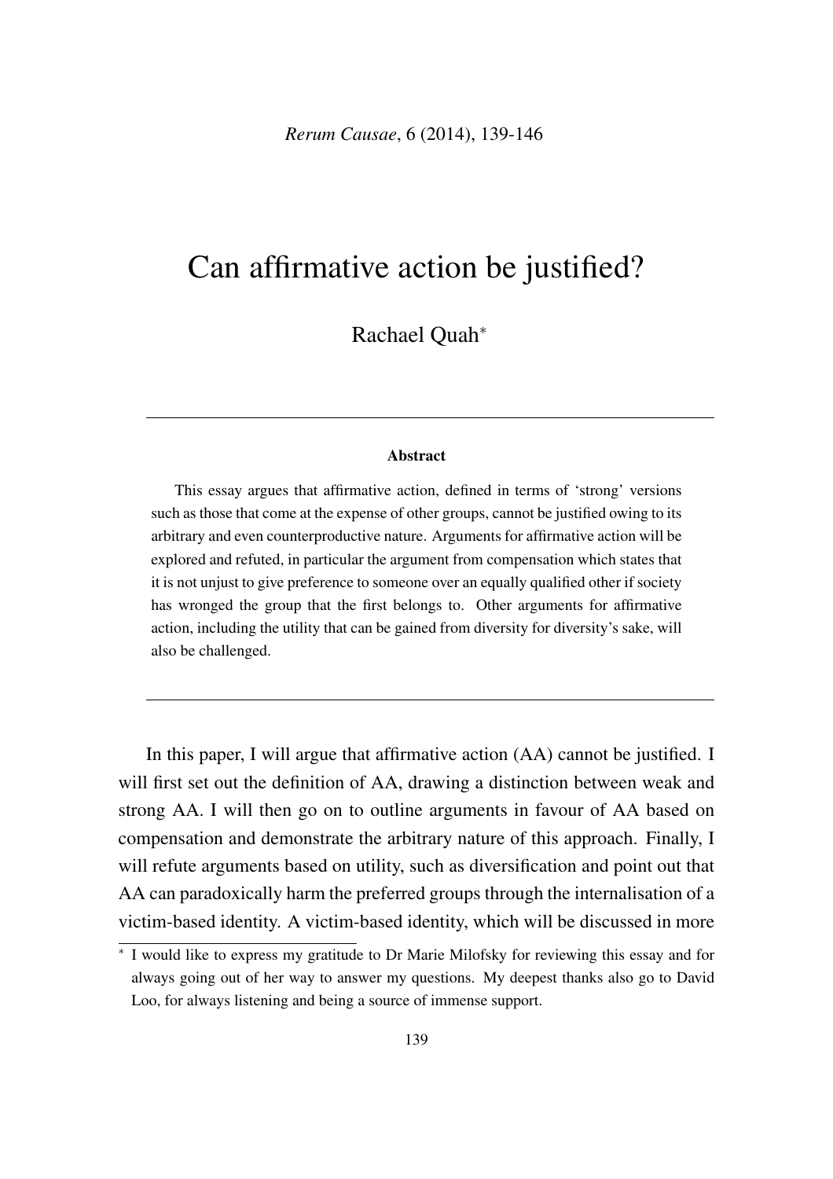# Can affirmative action be justified?

Rachael Quah*

**Abstract**

This essay argues that affirmative action, defined in terms of 'strong' versions such as those that come at the expense of other groups, cannot be justified owing to its arbitrary and even counterproductive nature. Arguments for affirmative action will be explored and refuted, in particular the argument from compensation which states that it is not unjust to give preference to someone over an equally qualified other if society has wronged the group that the first belongs to. Other arguments for affirmative action, including the utility that can be gained from diversity for diversity's sake, will also be challenged.

---

In this paper, I will argue that affirmative action (AA) cannot be justified. I will first set out the definition of AA, drawing a distinction between weak and strong AA. I will then go on to outline arguments in favour of AA based on compensation and demonstrate the arbitrary nature of this approach. Finally, I will refute arguments based on utility, such as diversification and point out that AA can paradoxically harm the preferred groups through the internalisation of a victim-based identity. A victim-based identity, which will be discussed in more

---

* I would like to express my gratitude to Dr Marie Milofsky for reviewing this essay and for always going out of her way to answer my questions. My deepest thanks also go to David Loo, for always listening and being a source of immense support.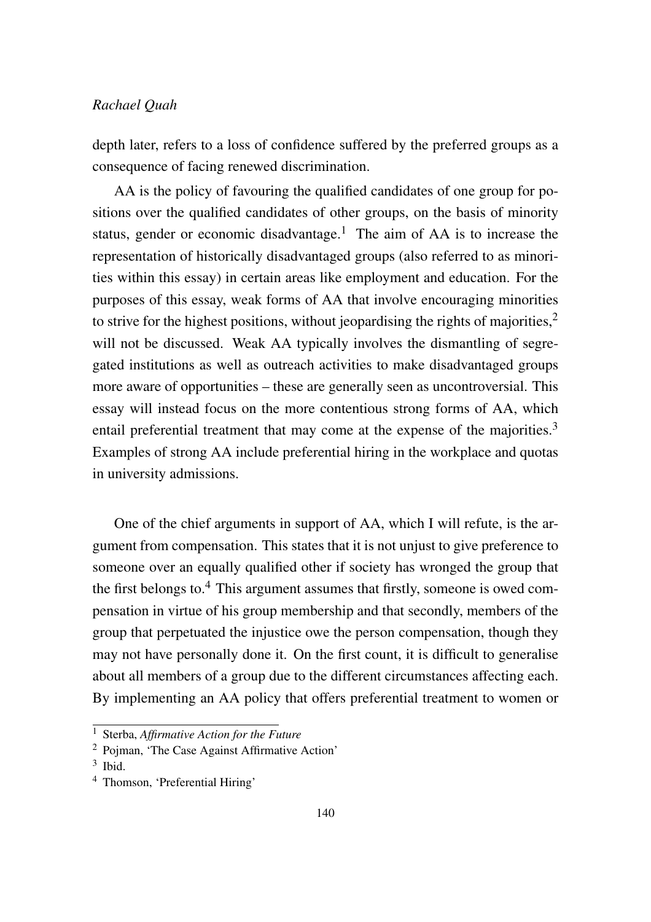depth later, refers to a loss of confidence suffered by the preferred groups as a consequence of facing renewed discrimination.

AA is the policy of favouring the qualified candidates of one group for positions over the qualified candidates of other groups, on the basis of minority status, gender or economic disadvantage.[1] The aim of AA is to increase the representation of historically disadvantaged groups (also referred to as minorities within this essay) in certain areas like employment and education. For the purposes of this essay, weak forms of AA that involve encouraging minorities to strive for the highest positions, without jeopardising the rights of majorities,[2] will not be discussed. Weak AA typically involves the dismantling of segregated institutions as well as outreach activities to make disadvantaged groups more aware of opportunities – these are generally seen as uncontroversial. This essay will instead focus on the more contentious strong forms of AA, which entail preferential treatment that may come at the expense of the majorities.[3] Examples of strong AA include preferential hiring in the workplace and quotas in university admissions.

One of the chief arguments in support of AA, which I will refute, is the argument from compensation. This states that it is not unjust to give preference to someone over an equally qualified other if society has wronged the group that the first belongs to.[4] This argument assumes that firstly, someone is owed compensation in virtue of his group membership and that secondly, members of the group that perpetuated the injustice owe the person compensation, though they may not have personally done it. On the first count, it is difficult to generalise about all members of a group due to the different circumstances affecting each. By implementing an AA policy that offers preferential treatment to women or

[1] Sterba, *Affirmative Action for the Future*

[2] Pojman, 'The Case Against Affirmative Action'

[3] Ibid.

[4] Thomson, 'Preferential Hiring'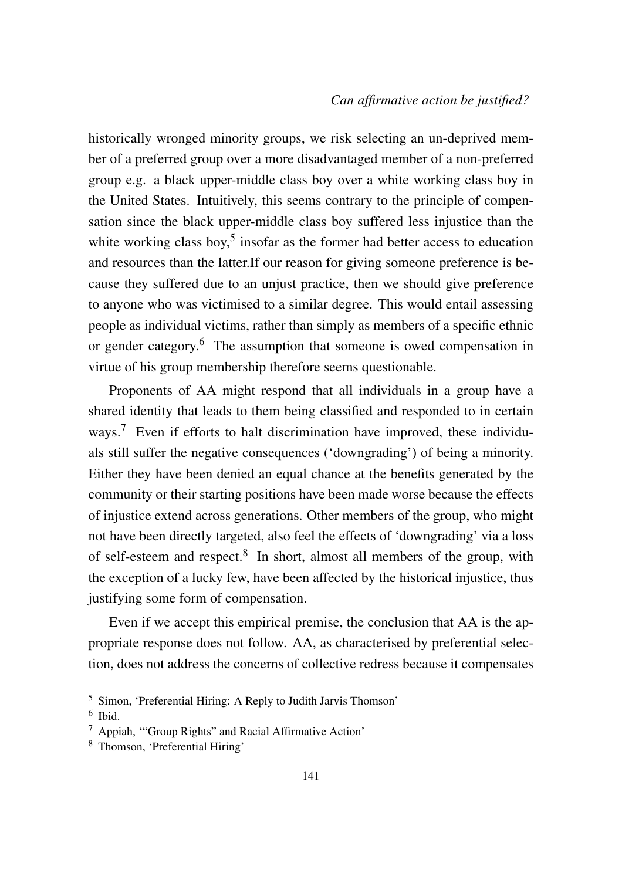historically wronged minority groups, we risk selecting an un-deprived member of a preferred group over a more disadvantaged member of a non-preferred group e.g. a black upper-middle class boy over a white working class boy in the United States. Intuitively, this seems contrary to the principle of compensation since the black upper-middle class boy suffered less injustice than the white working class boy,[5] insofar as the former had better access to education and resources than the latter.If our reason for giving someone preference is because they suffered due to an unjust practice, then we should give preference to anyone who was victimised to a similar degree. This would entail assessing people as individual victims, rather than simply as members of a specific ethnic or gender category.[6] The assumption that someone is owed compensation in virtue of his group membership therefore seems questionable.

Proponents of AA might respond that all individuals in a group have a shared identity that leads to them being classified and responded to in certain ways.[7] Even if efforts to halt discrimination have improved, these individuals still suffer the negative consequences ('downgrading') of being a minority. Either they have been denied an equal chance at the benefits generated by the community or their starting positions have been made worse because the effects of injustice extend across generations. Other members of the group, who might not have been directly targeted, also feel the effects of 'downgrading' via a loss of self-esteem and respect.[8] In short, almost all members of the group, with the exception of a lucky few, have been affected by the historical injustice, thus justifying some form of compensation.

Even if we accept this empirical premise, the conclusion that AA is the appropriate response does not follow. AA, as characterised by preferential selection, does not address the concerns of collective redress because it compensates

[5] Simon, 'Preferential Hiring: A Reply to Judith Jarvis Thomson'

[6] Ibid.

[7] Appiah, '"Group Rights" and Racial Affirmative Action'

[8] Thomson, 'Preferential Hiring'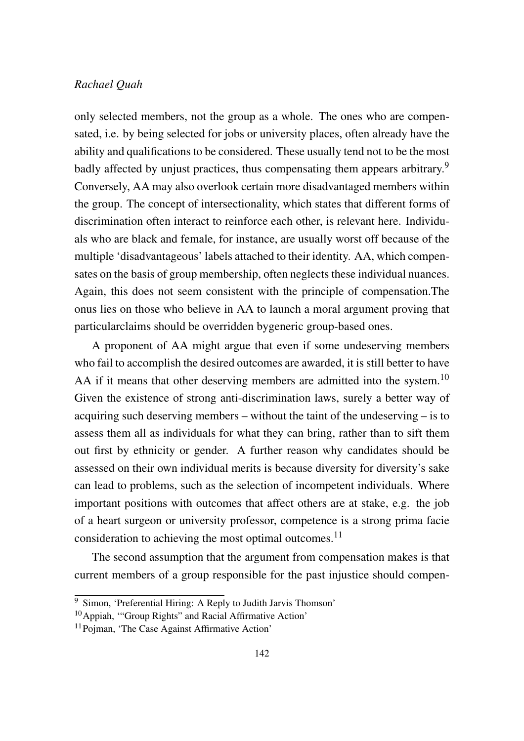only selected members, not the group as a whole. The ones who are compensated, i.e. by being selected for jobs or university places, often already have the ability and qualifications to be considered. These usually tend not to be the most badly affected by unjust practices, thus compensating them appears arbitrary.[9] Conversely, AA may also overlook certain more disadvantaged members within the group. The concept of intersectionality, which states that different forms of discrimination often interact to reinforce each other, is relevant here. Individuals who are black and female, for instance, are usually worst off because of the multiple 'disadvantageous' labels attached to their identity. AA, which compensates on the basis of group membership, often neglects these individual nuances. Again, this does not seem consistent with the principle of compensation.The onus lies on those who believe in AA to launch a moral argument proving that particularclaims should be overridden bygeneric group-based ones.

A proponent of AA might argue that even if some undeserving members who fail to accomplish the desired outcomes are awarded, it is still better to have AA if it means that other deserving members are admitted into the system.[10] Given the existence of strong anti-discrimination laws, surely a better way of acquiring such deserving members – without the taint of the undeserving – is to assess them all as individuals for what they can bring, rather than to sift them out first by ethnicity or gender. A further reason why candidates should be assessed on their own individual merits is because diversity for diversity's sake can lead to problems, such as the selection of incompetent individuals. Where important positions with outcomes that affect others are at stake, e.g. the job of a heart surgeon or university professor, competence is a strong prima facie consideration to achieving the most optimal outcomes.[11]

The second assumption that the argument from compensation makes is that current members of a group responsible for the past injustice should compen-

---

[9] Simon, 'Preferential Hiring: A Reply to Judith Jarvis Thomson'

[10] Appiah, '"Group Rights" and Racial Affirmative Action'

[11] Pojman, 'The Case Against Affirmative Action'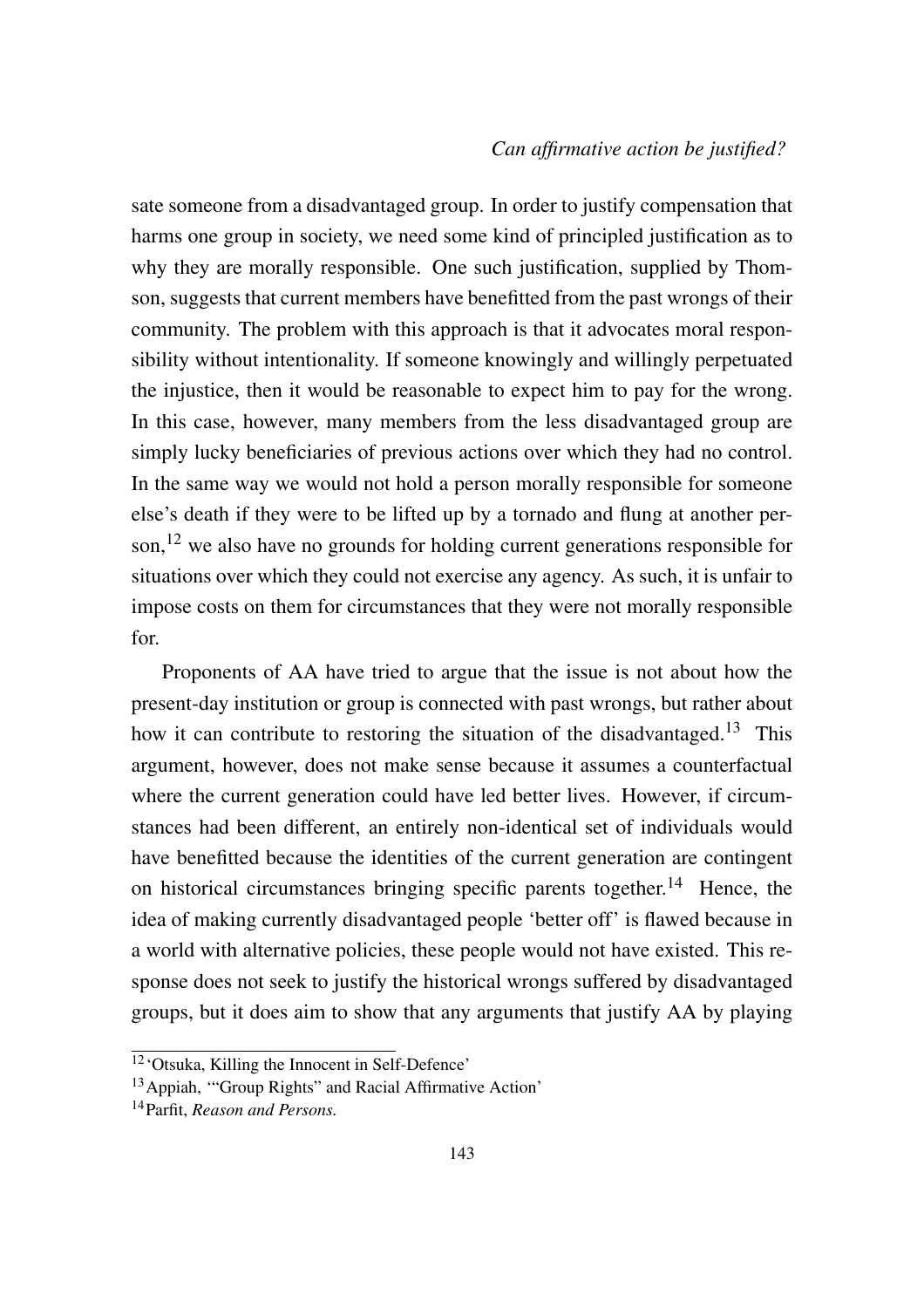sate someone from a disadvantaged group. In order to justify compensation that harms one group in society, we need some kind of principled justification as to why they are morally responsible. One such justification, supplied by Thomson, suggests that current members have benefitted from the past wrongs of their community. The problem with this approach is that it advocates moral responsibility without intentionality. If someone knowingly and willingly perpetuated the injustice, then it would be reasonable to expect him to pay for the wrong. In this case, however, many members from the less disadvantaged group are simply lucky beneficiaries of previous actions over which they had no control. In the same way we would not hold a person morally responsible for someone else's death if they were to be lifted up by a tornado and flung at another person,[12] we also have no grounds for holding current generations responsible for situations over which they could not exercise any agency. As such, it is unfair to impose costs on them for circumstances that they were not morally responsible for.

Proponents of AA have tried to argue that the issue is not about how the present-day institution or group is connected with past wrongs, but rather about how it can contribute to restoring the situation of the disadvantaged.[13] This argument, however, does not make sense because it assumes a counterfactual where the current generation could have led better lives. However, if circumstances had been different, an entirely non-identical set of individuals would have benefitted because the identities of the current generation are contingent on historical circumstances bringing specific parents together.[14] Hence, the idea of making currently disadvantaged people 'better off' is flawed because in a world with alternative policies, these people would not have existed. This response does not seek to justify the historical wrongs suffered by disadvantaged groups, but it does aim to show that any arguments that justify AA by playing

[12] 'Otsuka, Killing the Innocent in Self-Defence'

[13] Appiah, '"Group Rights" and Racial Affirmative Action'

[14] Parfit, *Reason and Persons.*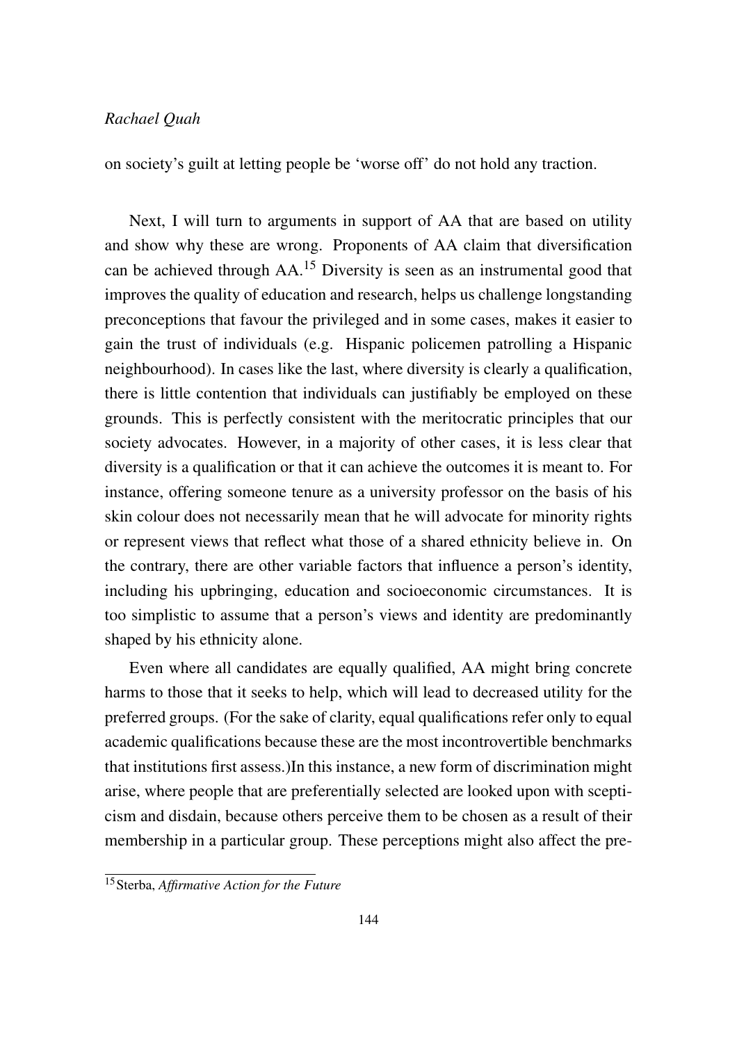on society's guilt at letting people be 'worse off' do not hold any traction.

Next, I will turn to arguments in support of AA that are based on utility and show why these are wrong. Proponents of AA claim that diversification can be achieved through AA.[15] Diversity is seen as an instrumental good that improves the quality of education and research, helps us challenge longstanding preconceptions that favour the privileged and in some cases, makes it easier to gain the trust of individuals (e.g. Hispanic policemen patrolling a Hispanic neighbourhood). In cases like the last, where diversity is clearly a qualification, there is little contention that individuals can justifiably be employed on these grounds. This is perfectly consistent with the meritocratic principles that our society advocates. However, in a majority of other cases, it is less clear that diversity is a qualification or that it can achieve the outcomes it is meant to. For instance, offering someone tenure as a university professor on the basis of his skin colour does not necessarily mean that he will advocate for minority rights or represent views that reflect what those of a shared ethnicity believe in. On the contrary, there are other variable factors that influence a person's identity, including his upbringing, education and socioeconomic circumstances. It is too simplistic to assume that a person's views and identity are predominantly shaped by his ethnicity alone.

Even where all candidates are equally qualified, AA might bring concrete harms to those that it seeks to help, which will lead to decreased utility for the preferred groups. (For the sake of clarity, equal qualifications refer only to equal academic qualifications because these are the most incontrovertible benchmarks that institutions first assess.)In this instance, a new form of discrimination might arise, where people that are preferentially selected are looked upon with scepticism and disdain, because others perceive them to be chosen as a result of their membership in a particular group. These perceptions might also affect the pre-

[15] Sterba, *Affirmative Action for the Future*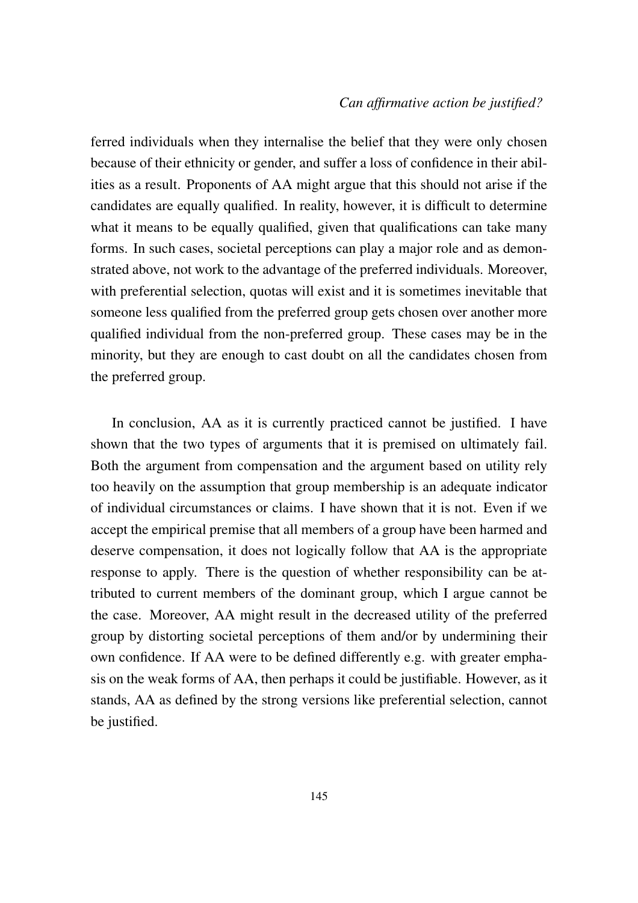ferred individuals when they internalise the belief that they were only chosen because of their ethnicity or gender, and suffer a loss of confidence in their abilities as a result. Proponents of AA might argue that this should not arise if the candidates are equally qualified. In reality, however, it is difficult to determine what it means to be equally qualified, given that qualifications can take many forms. In such cases, societal perceptions can play a major role and as demonstrated above, not work to the advantage of the preferred individuals. Moreover, with preferential selection, quotas will exist and it is sometimes inevitable that someone less qualified from the preferred group gets chosen over another more qualified individual from the non-preferred group. These cases may be in the minority, but they are enough to cast doubt on all the candidates chosen from the preferred group.

In conclusion, AA as it is currently practiced cannot be justified. I have shown that the two types of arguments that it is premised on ultimately fail. Both the argument from compensation and the argument based on utility rely too heavily on the assumption that group membership is an adequate indicator of individual circumstances or claims. I have shown that it is not. Even if we accept the empirical premise that all members of a group have been harmed and deserve compensation, it does not logically follow that AA is the appropriate response to apply. There is the question of whether responsibility can be attributed to current members of the dominant group, which I argue cannot be the case. Moreover, AA might result in the decreased utility of the preferred group by distorting societal perceptions of them and/or by undermining their own confidence. If AA were to be defined differently e.g. with greater emphasis on the weak forms of AA, then perhaps it could be justifiable. However, as it stands, AA as defined by the strong versions like preferential selection, cannot be justified.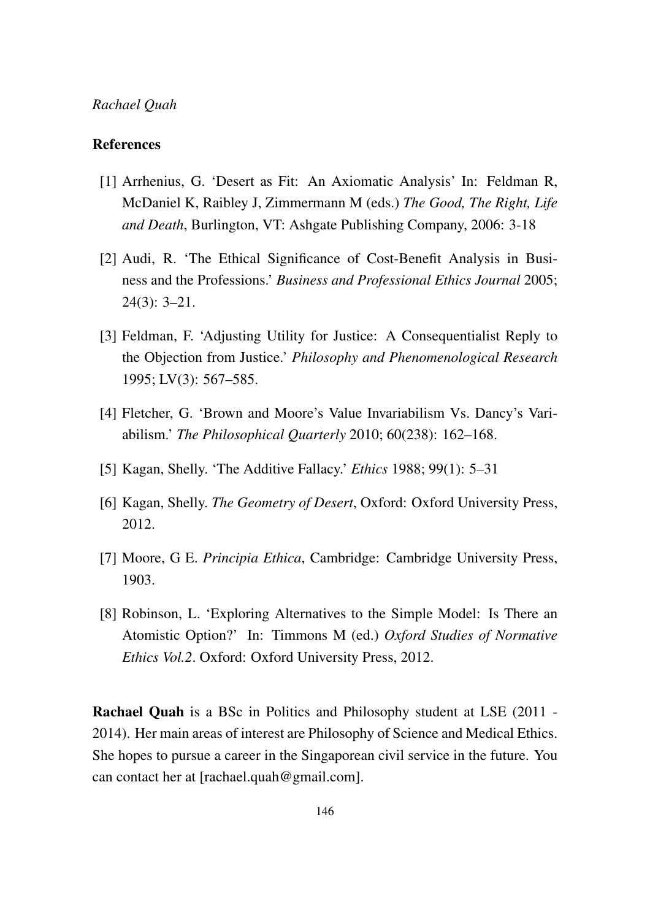## References

[1] Arrhenius, G. 'Desert as Fit: An Axiomatic Analysis' In: Feldman R, McDaniel K, Raibley J, Zimmermann M (eds.) *The Good, The Right, Life and Death*, Burlington, VT: Ashgate Publishing Company, 2006: 3-18

[2] Audi, R. 'The Ethical Significance of Cost-Benefit Analysis in Business and the Professions.' *Business and Professional Ethics Journal* 2005; 24(3): 3–21.

[3] Feldman, F. 'Adjusting Utility for Justice: A Consequentialist Reply to the Objection from Justice.' *Philosophy and Phenomenological Research* 1995; LV(3): 567–585.

[4] Fletcher, G. 'Brown and Moore's Value Invariabilism Vs. Dancy's Variabilism.' *The Philosophical Quarterly* 2010; 60(238): 162–168.

[5] Kagan, Shelly. 'The Additive Fallacy.' *Ethics* 1988; 99(1): 5–31

[6] Kagan, Shelly. *The Geometry of Desert*, Oxford: Oxford University Press, 2012.

[7] Moore, G E. *Principia Ethica*, Cambridge: Cambridge University Press, 1903.

[8] Robinson, L. 'Exploring Alternatives to the Simple Model: Is There an Atomistic Option?' In: Timmons M (ed.) *Oxford Studies of Normative Ethics Vol.2*. Oxford: Oxford University Press, 2012.

**Rachael Quah** is a BSc in Politics and Philosophy student at LSE (2011 - 2014). Her main areas of interest are Philosophy of Science and Medical Ethics. She hopes to pursue a career in the Singaporean civil service in the future. You can contact her at [rachael.quah@gmail.com].